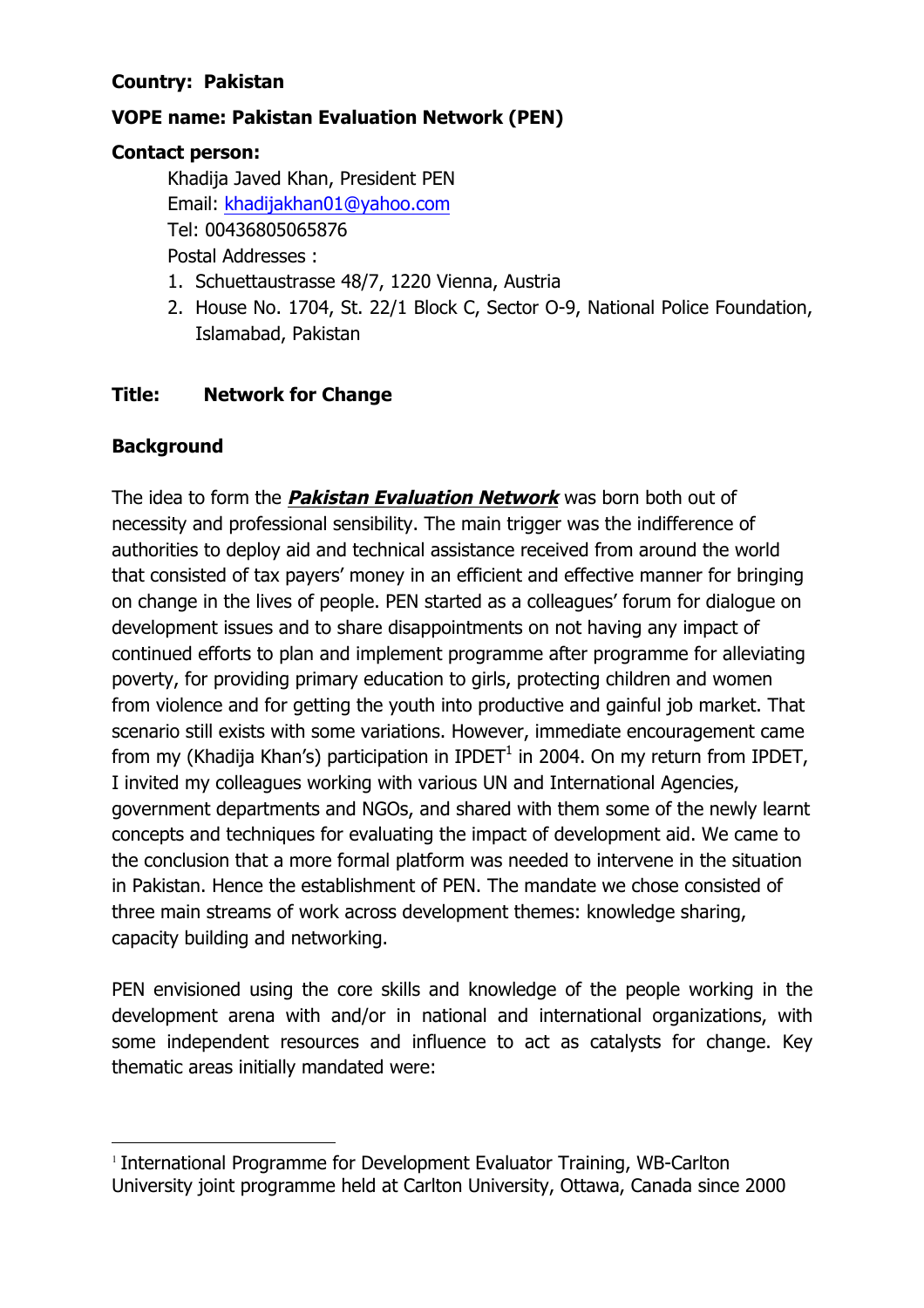**Country: Pakistan**

**VOPE name: Pakistan Evaluation Network (PEN)**

**Contact person:**

Khadija Javed Khan, President PEN
Email: khadijakhan01@yahoo.com
Tel: 00436805065876
Postal Addresses :

1. Schuettaustrasse 48/7, 1220 Vienna, Austria
2. House No. 1704, St. 22/1 Block C, Sector O-9, National Police Foundation, Islamabad, Pakistan

**Title: Network for Change**

**Background**

The idea to form the ***Pakistan Evaluation Network*** was born both out of necessity and professional sensibility. The main trigger was the indifference of authorities to deploy aid and technical assistance received from around the world that consisted of tax payers' money in an efficient and effective manner for bringing on change in the lives of people. PEN started as a colleagues' forum for dialogue on development issues and to share disappointments on not having any impact of continued efforts to plan and implement programme after programme for alleviating poverty, for providing primary education to girls, protecting children and women from violence and for getting the youth into productive and gainful job market. That scenario still exists with some variations. However, immediate encouragement came from my (Khadija Khan's) participation in IPDET[1] in 2004. On my return from IPDET, I invited my colleagues working with various UN and International Agencies, government departments and NGOs, and shared with them some of the newly learnt concepts and techniques for evaluating the impact of development aid. We came to the conclusion that a more formal platform was needed to intervene in the situation in Pakistan. Hence the establishment of PEN. The mandate we chose consisted of three main streams of work across development themes: knowledge sharing, capacity building and networking.

PEN envisioned using the core skills and knowledge of the people working in the development arena with and/or in national and international organizations, with some independent resources and influence to act as catalysts for change. Key thematic areas initially mandated were:

[1] International Programme for Development Evaluator Training, WB-Carlton University joint programme held at Carlton University, Ottawa, Canada since 2000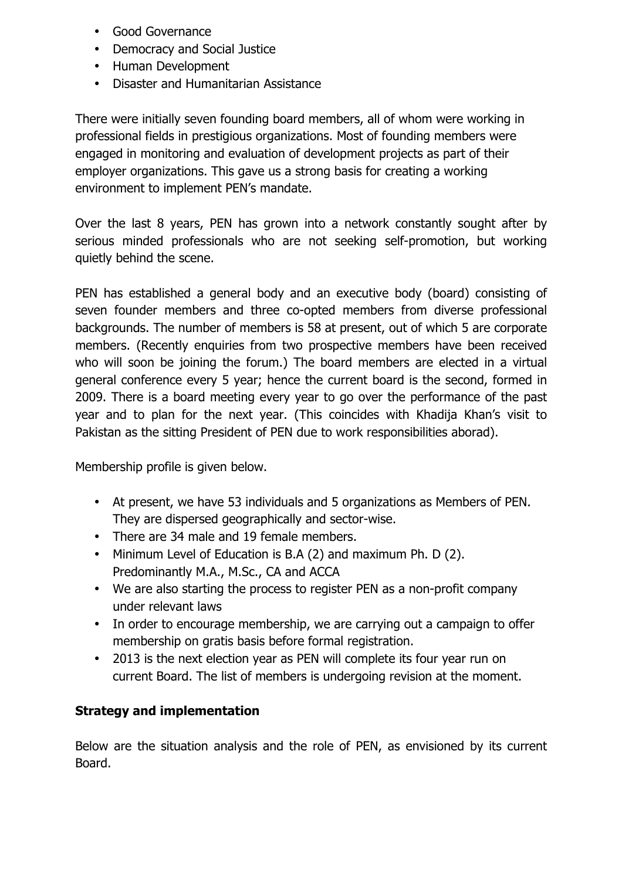- Good Governance
- Democracy and Social Justice
- Human Development
- Disaster and Humanitarian Assistance

There were initially seven founding board members, all of whom were working in professional fields in prestigious organizations. Most of founding members were engaged in monitoring and evaluation of development projects as part of their employer organizations. This gave us a strong basis for creating a working environment to implement PEN's mandate.

Over the last 8 years, PEN has grown into a network constantly sought after by serious minded professionals who are not seeking self-promotion, but working quietly behind the scene.

PEN has established a general body and an executive body (board) consisting of seven founder members and three co-opted members from diverse professional backgrounds. The number of members is 58 at present, out of which 5 are corporate members. (Recently enquiries from two prospective members have been received who will soon be joining the forum.) The board members are elected in a virtual general conference every 5 year; hence the current board is the second, formed in 2009. There is a board meeting every year to go over the performance of the past year and to plan for the next year. (This coincides with Khadija Khan's visit to Pakistan as the sitting President of PEN due to work responsibilities aborad).

Membership profile is given below.

- At present, we have 53 individuals and 5 organizations as Members of PEN. They are dispersed geographically and sector-wise.
- There are 34 male and 19 female members.
- Minimum Level of Education is B.A (2) and maximum Ph. D (2). Predominantly M.A., M.Sc., CA and ACCA
- We are also starting the process to register PEN as a non-profit company under relevant laws
- In order to encourage membership, we are carrying out a campaign to offer membership on gratis basis before formal registration.
- 2013 is the next election year as PEN will complete its four year run on current Board. The list of members is undergoing revision at the moment.

**Strategy and implementation**

Below are the situation analysis and the role of PEN, as envisioned by its current Board.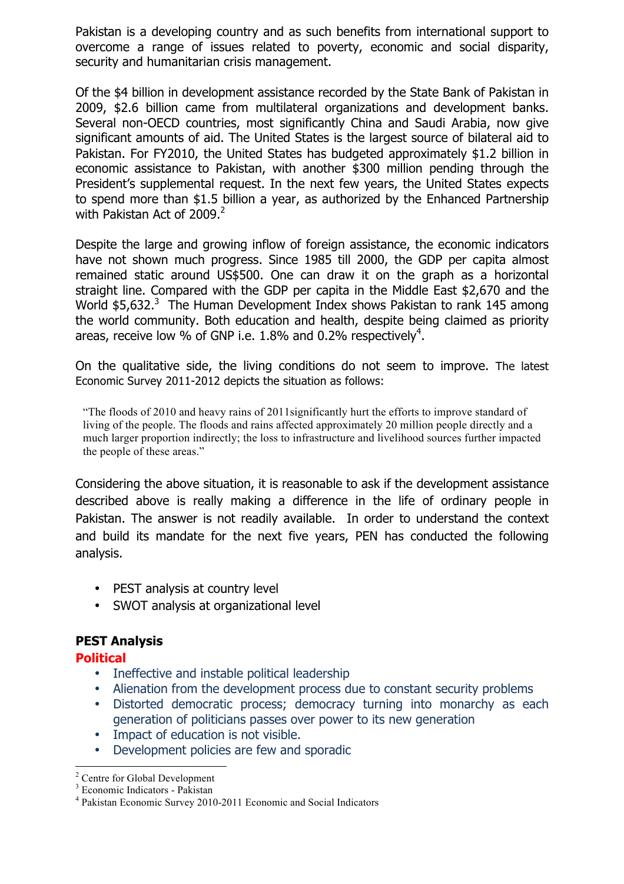Pakistan is a developing country and as such benefits from international support to overcome a range of issues related to poverty, economic and social disparity, security and humanitarian crisis management.

Of the $4 billion in development assistance recorded by the State Bank of Pakistan in 2009, $2.6 billion came from multilateral organizations and development banks. Several non-OECD countries, most significantly China and Saudi Arabia, now give significant amounts of aid. The United States is the largest source of bilateral aid to Pakistan. For FY2010, the United States has budgeted approximately $1.2 billion in economic assistance to Pakistan, with another $300 million pending through the President's supplemental request. In the next few years, the United States expects to spend more than $1.5 billion a year, as authorized by the Enhanced Partnership with Pakistan Act of 2009.[2]

Despite the large and growing inflow of foreign assistance, the economic indicators have not shown much progress. Since 1985 till 2000, the GDP per capita almost remained static around US$500. One can draw it on the graph as a horizontal straight line. Compared with the GDP per capita in the Middle East $2,670 and the World $5,632.[3] The Human Development Index shows Pakistan to rank 145 among the world community. Both education and health, despite being claimed as priority areas, receive low % of GNP i.e. 1.8% and 0.2% respectively[4].

On the qualitative side, the living conditions do not seem to improve. The latest Economic Survey 2011-2012 depicts the situation as follows:

> "The floods of 2010 and heavy rains of 2011significantly hurt the efforts to improve standard of living of the people. The floods and rains affected approximately 20 million people directly and a much larger proportion indirectly; the loss to infrastructure and livelihood sources further impacted the people of these areas."

Considering the above situation, it is reasonable to ask if the development assistance described above is really making a difference in the life of ordinary people in Pakistan. The answer is not readily available. In order to understand the context and build its mandate for the next five years, PEN has conducted the following analysis.

- PEST analysis at country level
- SWOT analysis at organizational level

**PEST Analysis**

**Political**

- Ineffective and instable political leadership
- Alienation from the development process due to constant security problems
- Distorted democratic process; democracy turning into monarchy as each generation of politicians passes over power to its new generation
- Impact of education is not visible.
- Development policies are few and sporadic

---

[2] Centre for Global Development
[3] Economic Indicators - Pakistan
[4] Pakistan Economic Survey 2010-2011 Economic and Social Indicators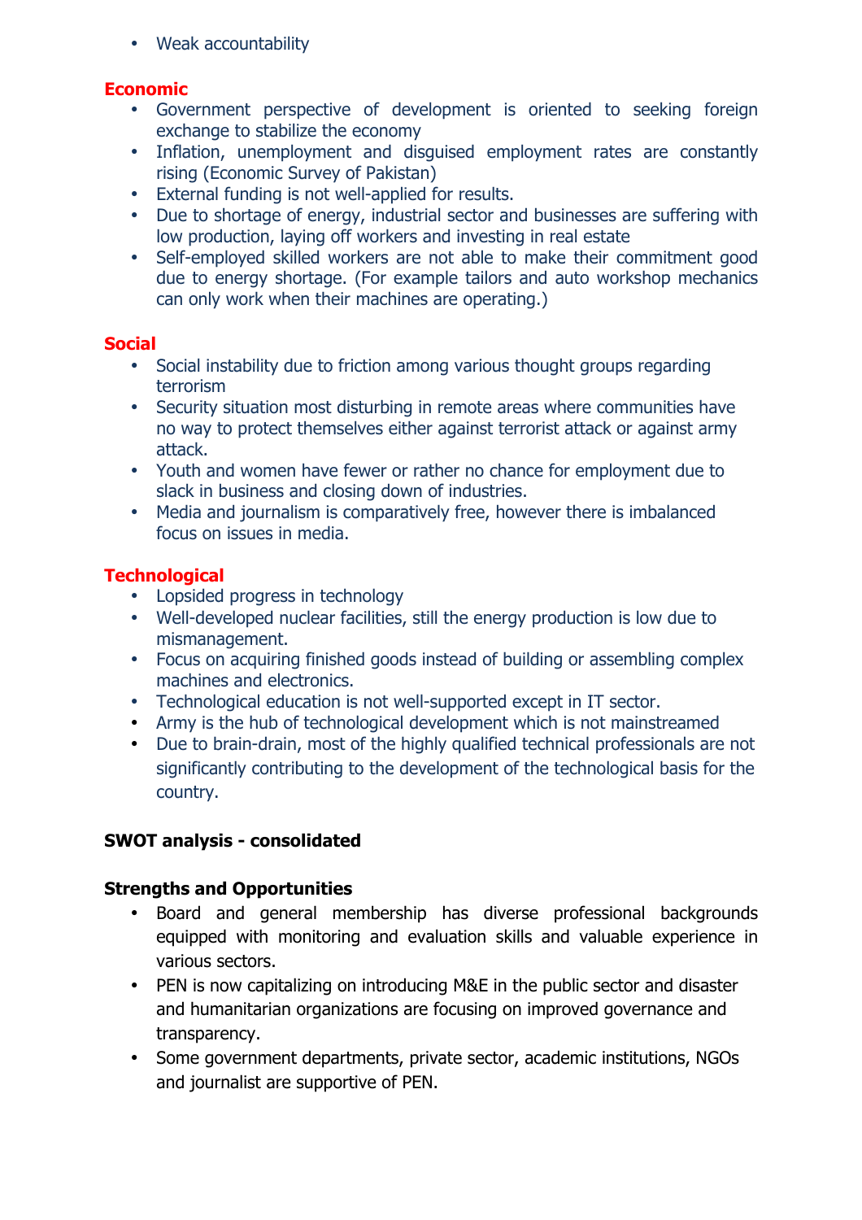- Weak accountability

### Economic

- Government perspective of development is oriented to seeking foreign exchange to stabilize the economy
- Inflation, unemployment and disguised employment rates are constantly rising (Economic Survey of Pakistan)
- External funding is not well-applied for results.
- Due to shortage of energy, industrial sector and businesses are suffering with low production, laying off workers and investing in real estate
- Self-employed skilled workers are not able to make their commitment good due to energy shortage. (For example tailors and auto workshop mechanics can only work when their machines are operating.)

### Social

- Social instability due to friction among various thought groups regarding terrorism
- Security situation most disturbing in remote areas where communities have no way to protect themselves either against terrorist attack or against army attack.
- Youth and women have fewer or rather no chance for employment due to slack in business and closing down of industries.
- Media and journalism is comparatively free, however there is imbalanced focus on issues in media.

### Technological

- Lopsided progress in technology
- Well-developed nuclear facilities, still the energy production is low due to mismanagement.
- Focus on acquiring finished goods instead of building or assembling complex machines and electronics.
- Technological education is not well-supported except in IT sector.
- Army is the hub of technological development which is not mainstreamed
- Due to brain-drain, most of the highly qualified technical professionals are not significantly contributing to the development of the technological basis for the country.

## SWOT analysis - consolidated

### Strengths and Opportunities

- Board and general membership has diverse professional backgrounds equipped with monitoring and evaluation skills and valuable experience in various sectors.
- PEN is now capitalizing on introducing M&E in the public sector and disaster and humanitarian organizations are focusing on improved governance and transparency.
- Some government departments, private sector, academic institutions, NGOs and journalist are supportive of PEN.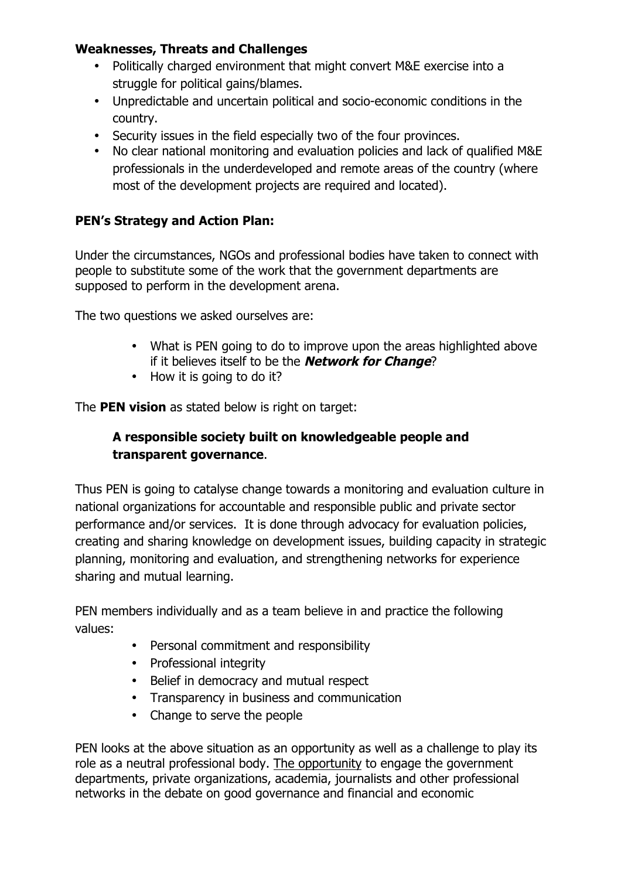**Weaknesses, Threats and Challenges**

- Politically charged environment that might convert M&E exercise into a struggle for political gains/blames.
- Unpredictable and uncertain political and socio-economic conditions in the country.
- Security issues in the field especially two of the four provinces.
- No clear national monitoring and evaluation policies and lack of qualified M&E professionals in the underdeveloped and remote areas of the country (where most of the development projects are required and located).

**PEN's Strategy and Action Plan:**

Under the circumstances, NGOs and professional bodies have taken to connect with people to substitute some of the work that the government departments are supposed to perform in the development arena.

The two questions we asked ourselves are:

- What is PEN going to do to improve upon the areas highlighted above if it believes itself to be the ***Network for Change***?
- How it is going to do it?

The **PEN vision** as stated below is right on target:

**A responsible society built on knowledgeable people and transparent governance**.

Thus PEN is going to catalyse change towards a monitoring and evaluation culture in national organizations for accountable and responsible public and private sector performance and/or services. It is done through advocacy for evaluation policies, creating and sharing knowledge on development issues, building capacity in strategic planning, monitoring and evaluation, and strengthening networks for experience sharing and mutual learning.

PEN members individually and as a team believe in and practice the following values:

- Personal commitment and responsibility
- Professional integrity
- Belief in democracy and mutual respect
- Transparency in business and communication
- Change to serve the people

PEN looks at the above situation as an opportunity as well as a challenge to play its role as a neutral professional body. <u>The opportunity</u> to engage the government departments, private organizations, academia, journalists and other professional networks in the debate on good governance and financial and economic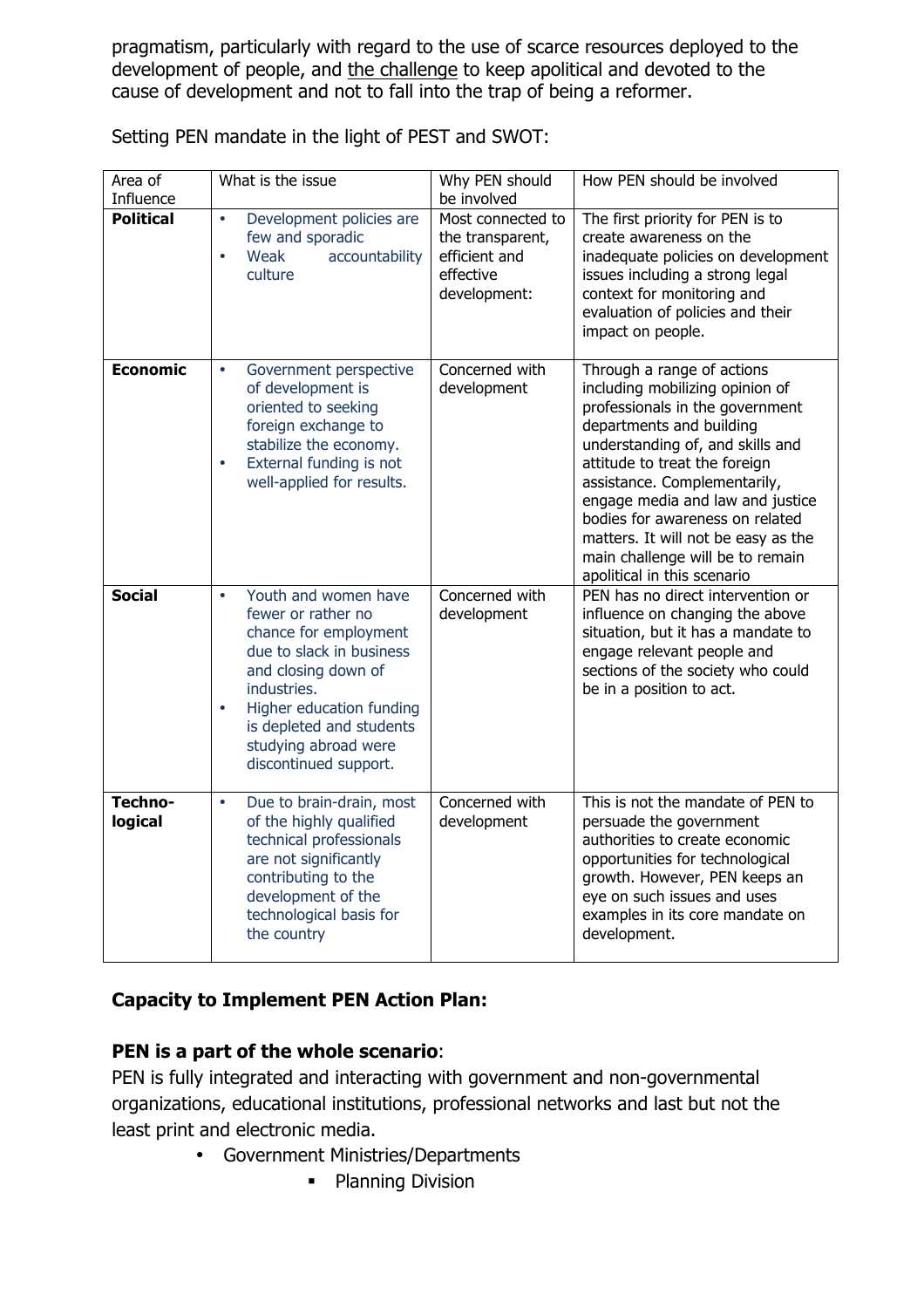pragmatism, particularly with regard to the use of scarce resources deployed to the development of people, and the challenge to keep apolitical and devoted to the cause of development and not to fall into the trap of being a reformer.

Setting PEN mandate in the light of PEST and SWOT:

| Area of Influence | What is the issue | Why PEN should be involved | How PEN should be involved |
|---|---|---|---|
| **Political** | • Development policies are few and sporadic<br>• Weak accountability culture | Most connected to the transparent, efficient and effective development: | The first priority for PEN is to create awareness on the inadequate policies on development issues including a strong legal context for monitoring and evaluation of policies and their impact on people. |
| **Economic** | • Government perspective of development is oriented to seeking foreign exchange to stabilize the economy.<br>• External funding is not well-applied for results. | Concerned with development | Through a range of actions including mobilizing opinion of professionals in the government departments and building understanding of, and skills and attitude to treat the foreign assistance. Complementarily, engage media and law and justice bodies for awareness on related matters. It will not be easy as the main challenge will be to remain apolitical in this scenario |
| **Social** | • Youth and women have fewer or rather no chance for employment due to slack in business and closing down of industries.<br>• Higher education funding is depleted and students studying abroad were discontinued support. | Concerned with development | PEN has no direct intervention or influence on changing the above situation, but it has a mandate to engage relevant people and sections of the society who could be in a position to act. |
| **Techno-logical** | • Due to brain-drain, most of the highly qualified technical professionals are not significantly contributing to the development of the technological basis for the country | Concerned with development | This is not the mandate of PEN to persuade the government authorities to create economic opportunities for technological growth. However, PEN keeps an eye on such issues and uses examples in its core mandate on development. |

**Capacity to Implement PEN Action Plan:**

**PEN is a part of the whole scenario**:

PEN is fully integrated and interacting with government and non-governmental organizations, educational institutions, professional networks and last but not the least print and electronic media.

- Government Ministries/Departments
  - Planning Division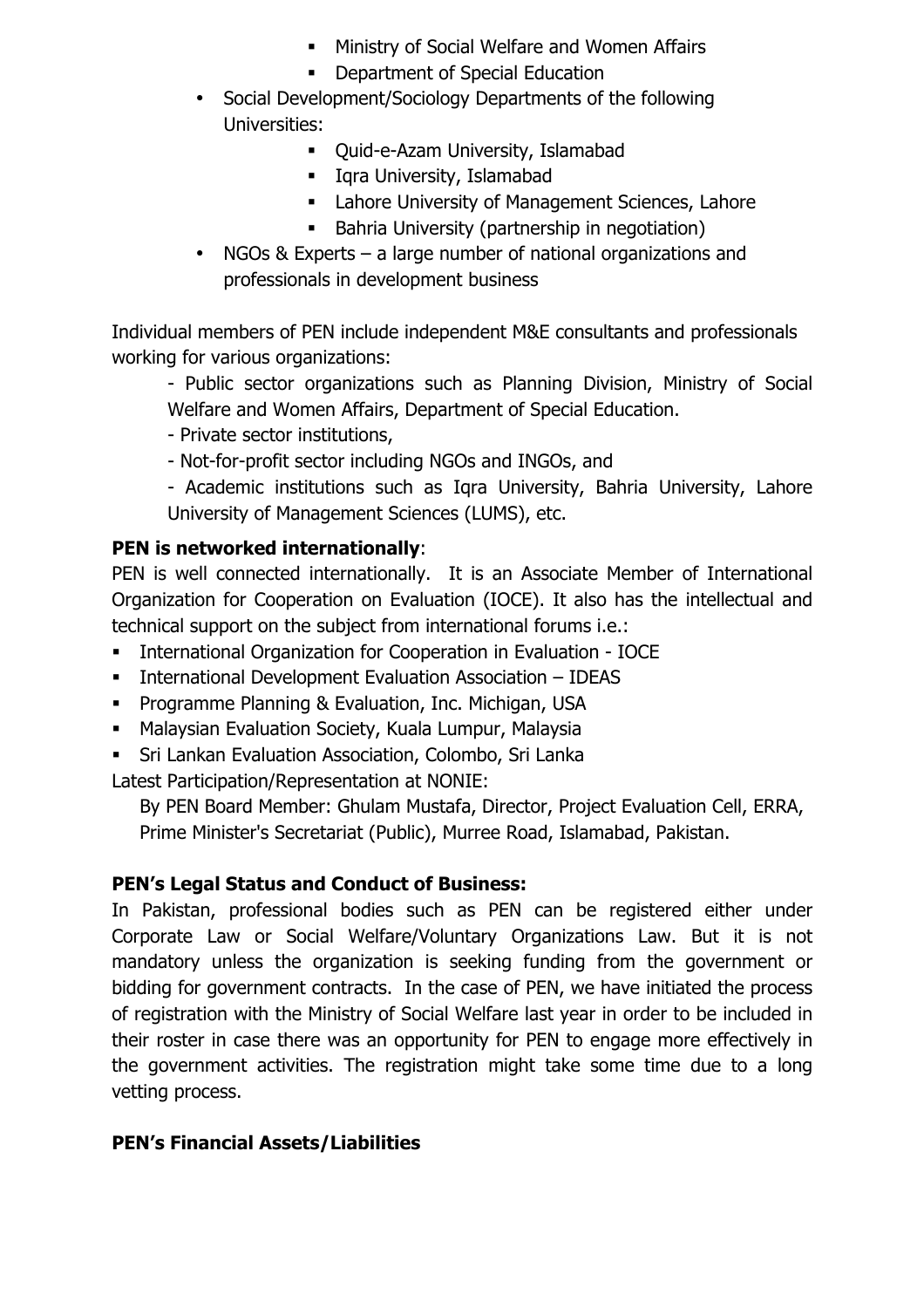- Ministry of Social Welfare and Women Affairs
    - Department of Special Education
- Social Development/Sociology Departments of the following Universities:
    - Quid-e-Azam University, Islamabad
    - Iqra University, Islamabad
    - Lahore University of Management Sciences, Lahore
    - Bahria University (partnership in negotiation)
- NGOs & Experts – a large number of national organizations and professionals in development business

Individual members of PEN include independent M&E consultants and professionals working for various organizations:

- Public sector organizations such as Planning Division, Ministry of Social Welfare and Women Affairs, Department of Special Education.
- Private sector institutions,
- Not-for-profit sector including NGOs and INGOs, and
- Academic institutions such as Iqra University, Bahria University, Lahore University of Management Sciences (LUMS), etc.

**PEN is networked internationally**:

PEN is well connected internationally. It is an Associate Member of International Organization for Cooperation on Evaluation (IOCE). It also has the intellectual and technical support on the subject from international forums i.e.:

- International Organization for Cooperation in Evaluation - IOCE
- International Development Evaluation Association – IDEAS
- Programme Planning & Evaluation, Inc. Michigan, USA
- Malaysian Evaluation Society, Kuala Lumpur, Malaysia
- Sri Lankan Evaluation Association, Colombo, Sri Lanka

Latest Participation/Representation at NONIE:

By PEN Board Member: Ghulam Mustafa, Director, Project Evaluation Cell, ERRA, Prime Minister's Secretariat (Public), Murree Road, Islamabad, Pakistan.

**PEN's Legal Status and Conduct of Business:**

In Pakistan, professional bodies such as PEN can be registered either under Corporate Law or Social Welfare/Voluntary Organizations Law. But it is not mandatory unless the organization is seeking funding from the government or bidding for government contracts. In the case of PEN, we have initiated the process of registration with the Ministry of Social Welfare last year in order to be included in their roster in case there was an opportunity for PEN to engage more effectively in the government activities. The registration might take some time due to a long vetting process.

**PEN's Financial Assets/Liabilities**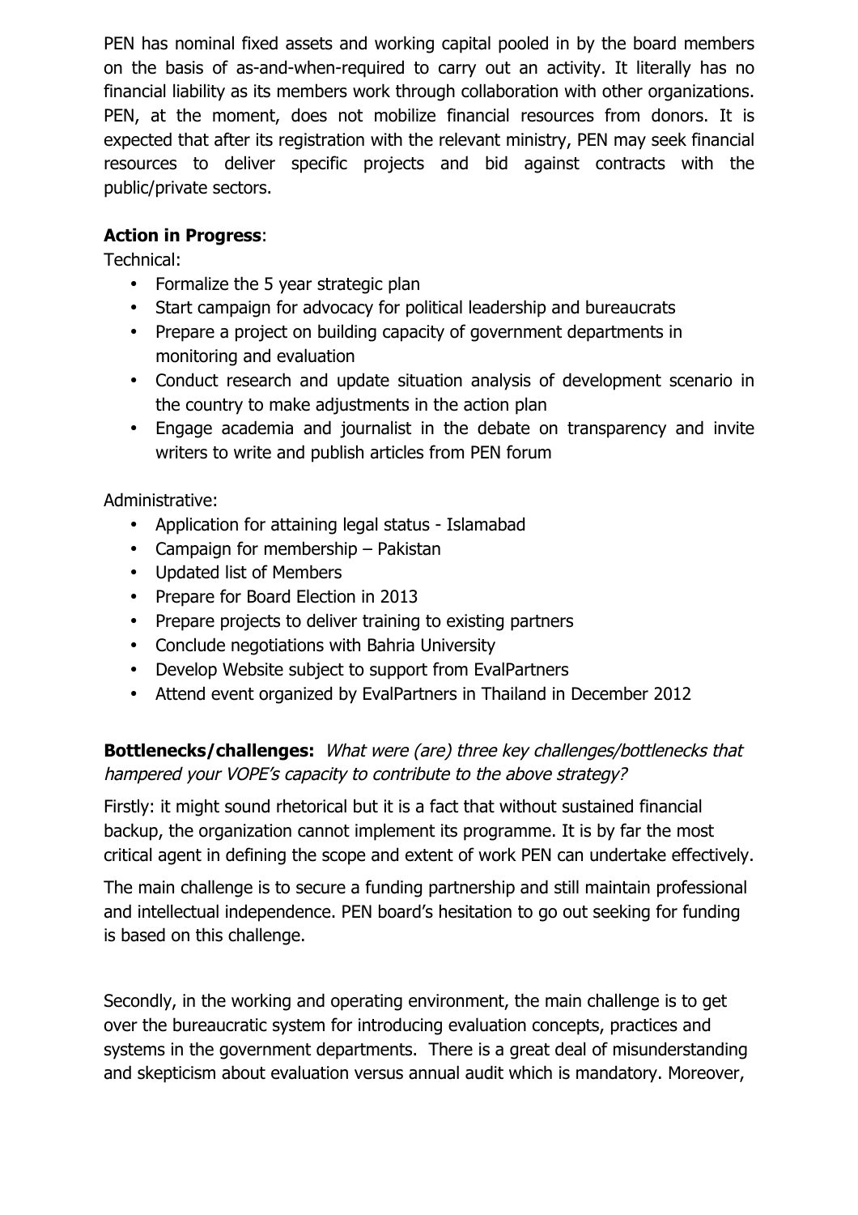PEN has nominal fixed assets and working capital pooled in by the board members on the basis of as-and-when-required to carry out an activity. It literally has no financial liability as its members work through collaboration with other organizations. PEN, at the moment, does not mobilize financial resources from donors. It is expected that after its registration with the relevant ministry, PEN may seek financial resources to deliver specific projects and bid against contracts with the public/private sectors.

**Action in Progress**:

Technical:

- Formalize the 5 year strategic plan
- Start campaign for advocacy for political leadership and bureaucrats
- Prepare a project on building capacity of government departments in monitoring and evaluation
- Conduct research and update situation analysis of development scenario in the country to make adjustments in the action plan
- Engage academia and journalist in the debate on transparency and invite writers to write and publish articles from PEN forum

Administrative:

- Application for attaining legal status - Islamabad
- Campaign for membership – Pakistan
- Updated list of Members
- Prepare for Board Election in 2013
- Prepare projects to deliver training to existing partners
- Conclude negotiations with Bahria University
- Develop Website subject to support from EvalPartners
- Attend event organized by EvalPartners in Thailand in December 2012

**Bottlenecks/challenges:** *What were (are) three key challenges/bottlenecks that hampered your VOPE's capacity to contribute to the above strategy?*

Firstly: it might sound rhetorical but it is a fact that without sustained financial backup, the organization cannot implement its programme. It is by far the most critical agent in defining the scope and extent of work PEN can undertake effectively.

The main challenge is to secure a funding partnership and still maintain professional and intellectual independence. PEN board's hesitation to go out seeking for funding is based on this challenge.

Secondly, in the working and operating environment, the main challenge is to get over the bureaucratic system for introducing evaluation concepts, practices and systems in the government departments. There is a great deal of misunderstanding and skepticism about evaluation versus annual audit which is mandatory. Moreover,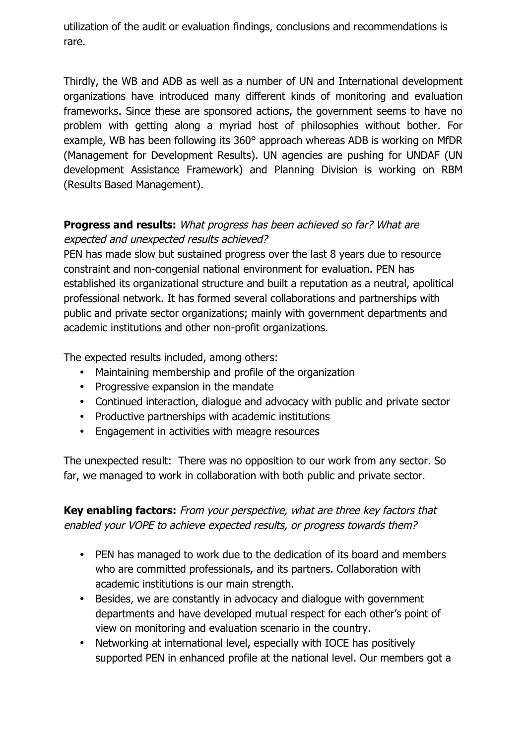utilization of the audit or evaluation findings, conclusions and recommendations is rare.

Thirdly, the WB and ADB as well as a number of UN and International development organizations have introduced many different kinds of monitoring and evaluation frameworks. Since these are sponsored actions, the government seems to have no problem with getting along a myriad host of philosophies without bother. For example, WB has been following its 360° approach whereas ADB is working on MfDR (Management for Development Results). UN agencies are pushing for UNDAF (UN development Assistance Framework) and Planning Division is working on RBM (Results Based Management).

**Progress and results:** *What progress has been achieved so far? What are expected and unexpected results achieved?*

PEN has made slow but sustained progress over the last 8 years due to resource constraint and non-congenial national environment for evaluation. PEN has established its organizational structure and built a reputation as a neutral, apolitical professional network. It has formed several collaborations and partnerships with public and private sector organizations; mainly with government departments and academic institutions and other non-profit organizations.

The expected results included, among others:

- Maintaining membership and profile of the organization
- Progressive expansion in the mandate
- Continued interaction, dialogue and advocacy with public and private sector
- Productive partnerships with academic institutions
- Engagement in activities with meagre resources

The unexpected result: There was no opposition to our work from any sector. So far, we managed to work in collaboration with both public and private sector.

**Key enabling factors:** *From your perspective, what are three key factors that enabled your VOPE to achieve expected results, or progress towards them?*

- PEN has managed to work due to the dedication of its board and members who are committed professionals, and its partners. Collaboration with academic institutions is our main strength.
- Besides, we are constantly in advocacy and dialogue with government departments and have developed mutual respect for each other's point of view on monitoring and evaluation scenario in the country.
- Networking at international level, especially with IOCE has positively supported PEN in enhanced profile at the national level. Our members got a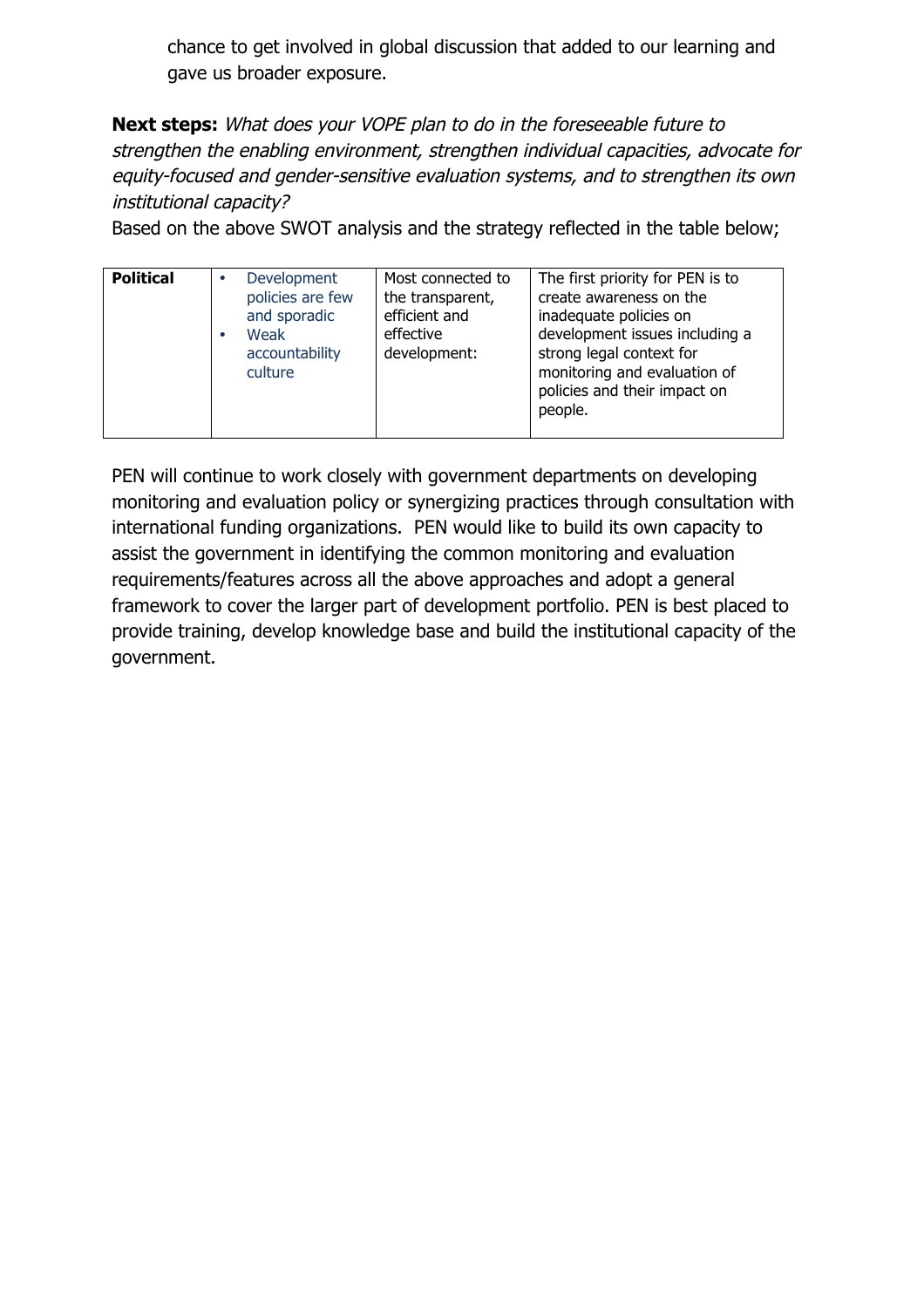chance to get involved in global discussion that added to our learning and gave us broader exposure.

**Next steps:** *What does your VOPE plan to do in the foreseeable future to strengthen the enabling environment, strengthen individual capacities, advocate for equity-focused and gender-sensitive evaluation systems, and to strengthen its own institutional capacity?*

Based on the above SWOT analysis and the strategy reflected in the table below;

| | | | |
|---|---|---|---|
| **Political** | • Development policies are few and sporadic<br>• Weak accountability culture | Most connected to the transparent, efficient and effective development: | The first priority for PEN is to create awareness on the inadequate policies on development issues including a strong legal context for monitoring and evaluation of policies and their impact on people. |

PEN will continue to work closely with government departments on developing monitoring and evaluation policy or synergizing practices through consultation with international funding organizations. PEN would like to build its own capacity to assist the government in identifying the common monitoring and evaluation requirements/features across all the above approaches and adopt a general framework to cover the larger part of development portfolio. PEN is best placed to provide training, develop knowledge base and build the institutional capacity of the government.